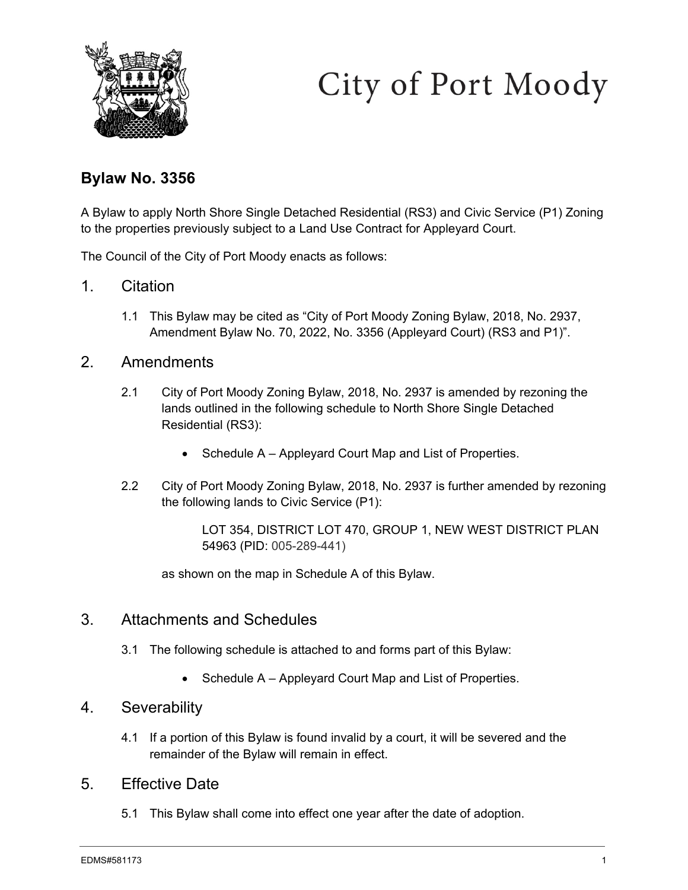# City of Port Moody

## Bylaw No. 3356

A Bylaw to apply North Shore Single Detached Residential (RS3) and Civic Service (P1) Zoning to the properties previously subject to a Land Use Contract for Appleyard Court.

The Council of the City of Port Moody enacts as follows:

## 1. Citation

1.1 This Bylaw may be cited as "City of Port Moody Zoning Bylaw, 2018, No. 2937, Amendment Bylaw No. 70, 2022, No. 3356 (Appleyard Court) (RS3 and P1)".

## 2. Amendments

2.1 City of Port Moody Zoning Bylaw, 2018, No. 2937 is amended by rezoning the lands outlined in the following schedule to North Shore Single Detached Residential (RS3):

- Schedule A – Appleyard Court Map and List of Properties.

2.2 City of Port Moody Zoning Bylaw, 2018, No. 2937 is further amended by rezoning the following lands to Civic Service (P1):

LOT 354, DISTRICT LOT 470, GROUP 1, NEW WEST DISTRICT PLAN 54963 (PID: 005-289-441)

as shown on the map in Schedule A of this Bylaw.

## 3. Attachments and Schedules

3.1 The following schedule is attached to and forms part of this Bylaw:

- Schedule A – Appleyard Court Map and List of Properties.

## 4. Severability

4.1 If a portion of this Bylaw is found invalid by a court, it will be severed and the remainder of the Bylaw will remain in effect.

## 5. Effective Date

5.1 This Bylaw shall come into effect one year after the date of adoption.

EDMS#581173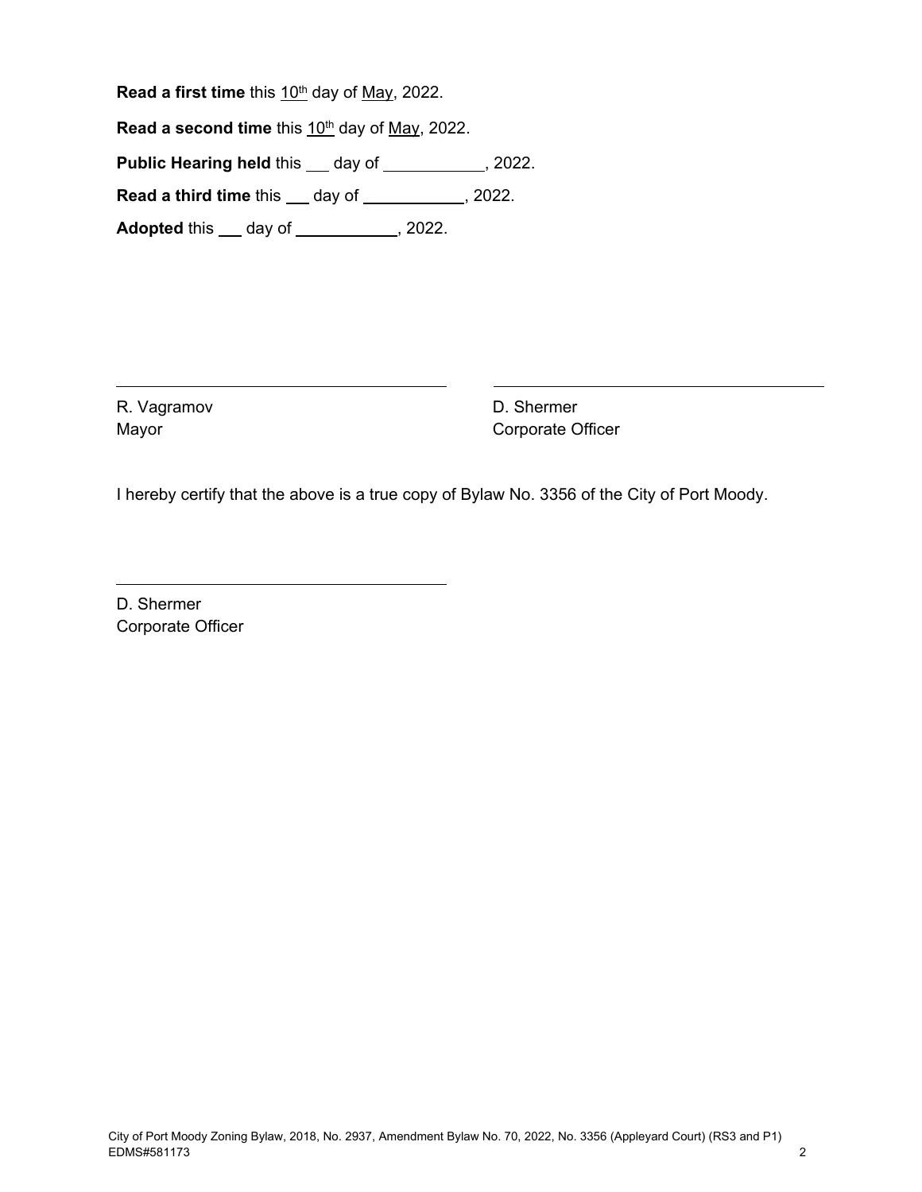**Read a first time** this 10th day of May, 2022.

**Read a second time** this 10th day of May, 2022.

**Public Hearing held** this ___ day of ___________, 2022.

**Read a third time** this ___ day of ___________, 2022.

**Adopted** this ___ day of ___________, 2022.

| ______________________________ | ______________________________ |
| --- | --- |
| R. Vagramov | D. Shermer |
| Mayor | Corporate Officer |

I hereby certify that the above is a true copy of Bylaw No. 3356 of the City of Port Moody.

______________________________

D. Shermer
Corporate Officer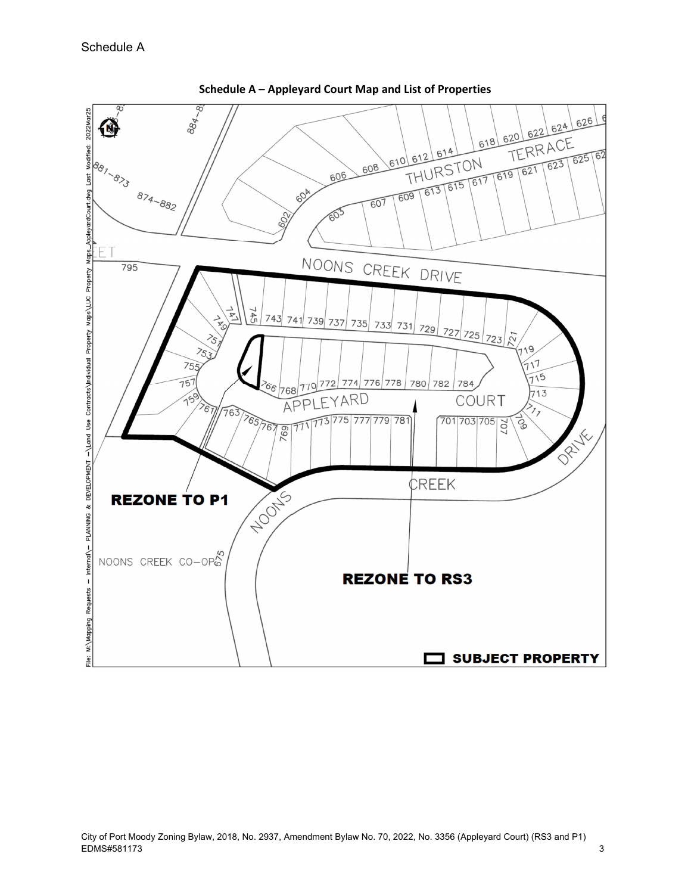Schedule A

**Schedule A – Appleyard Court Map and List of Properties**

**REZONE TO P1**

**REZONE TO RS3**

**SUBJECT PROPERTY**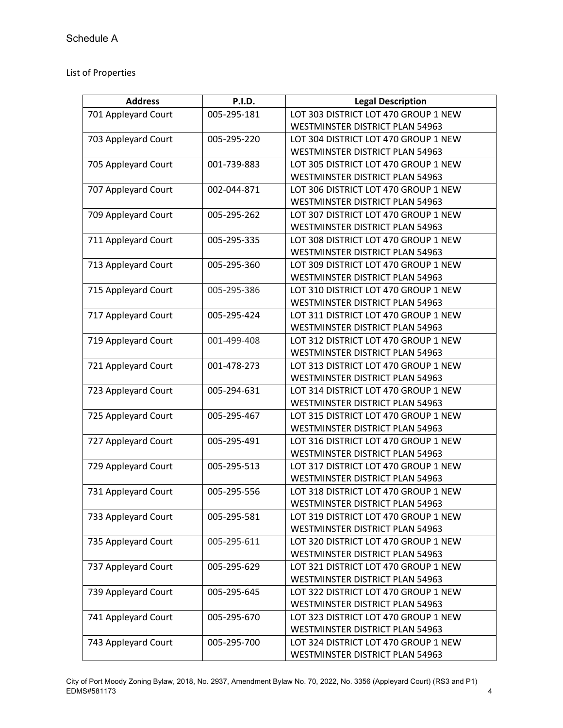Schedule A

List of Properties

| Address | P.I.D. | Legal Description |
| --- | --- | --- |
| 701 Appleyard Court | 005-295-181 | LOT 303 DISTRICT LOT 470 GROUP 1 NEW WESTMINSTER DISTRICT PLAN 54963 |
| 703 Appleyard Court | 005-295-220 | LOT 304 DISTRICT LOT 470 GROUP 1 NEW WESTMINSTER DISTRICT PLAN 54963 |
| 705 Appleyard Court | 001-739-883 | LOT 305 DISTRICT LOT 470 GROUP 1 NEW WESTMINSTER DISTRICT PLAN 54963 |
| 707 Appleyard Court | 002-044-871 | LOT 306 DISTRICT LOT 470 GROUP 1 NEW WESTMINSTER DISTRICT PLAN 54963 |
| 709 Appleyard Court | 005-295-262 | LOT 307 DISTRICT LOT 470 GROUP 1 NEW WESTMINSTER DISTRICT PLAN 54963 |
| 711 Appleyard Court | 005-295-335 | LOT 308 DISTRICT LOT 470 GROUP 1 NEW WESTMINSTER DISTRICT PLAN 54963 |
| 713 Appleyard Court | 005-295-360 | LOT 309 DISTRICT LOT 470 GROUP 1 NEW WESTMINSTER DISTRICT PLAN 54963 |
| 715 Appleyard Court | 005-295-386 | LOT 310 DISTRICT LOT 470 GROUP 1 NEW WESTMINSTER DISTRICT PLAN 54963 |
| 717 Appleyard Court | 005-295-424 | LOT 311 DISTRICT LOT 470 GROUP 1 NEW WESTMINSTER DISTRICT PLAN 54963 |
| 719 Appleyard Court | 001-499-408 | LOT 312 DISTRICT LOT 470 GROUP 1 NEW WESTMINSTER DISTRICT PLAN 54963 |
| 721 Appleyard Court | 001-478-273 | LOT 313 DISTRICT LOT 470 GROUP 1 NEW WESTMINSTER DISTRICT PLAN 54963 |
| 723 Appleyard Court | 005-294-631 | LOT 314 DISTRICT LOT 470 GROUP 1 NEW WESTMINSTER DISTRICT PLAN 54963 |
| 725 Appleyard Court | 005-295-467 | LOT 315 DISTRICT LOT 470 GROUP 1 NEW WESTMINSTER DISTRICT PLAN 54963 |
| 727 Appleyard Court | 005-295-491 | LOT 316 DISTRICT LOT 470 GROUP 1 NEW WESTMINSTER DISTRICT PLAN 54963 |
| 729 Appleyard Court | 005-295-513 | LOT 317 DISTRICT LOT 470 GROUP 1 NEW WESTMINSTER DISTRICT PLAN 54963 |
| 731 Appleyard Court | 005-295-556 | LOT 318 DISTRICT LOT 470 GROUP 1 NEW WESTMINSTER DISTRICT PLAN 54963 |
| 733 Appleyard Court | 005-295-581 | LOT 319 DISTRICT LOT 470 GROUP 1 NEW WESTMINSTER DISTRICT PLAN 54963 |
| 735 Appleyard Court | 005-295-611 | LOT 320 DISTRICT LOT 470 GROUP 1 NEW WESTMINSTER DISTRICT PLAN 54963 |
| 737 Appleyard Court | 005-295-629 | LOT 321 DISTRICT LOT 470 GROUP 1 NEW WESTMINSTER DISTRICT PLAN 54963 |
| 739 Appleyard Court | 005-295-645 | LOT 322 DISTRICT LOT 470 GROUP 1 NEW WESTMINSTER DISTRICT PLAN 54963 |
| 741 Appleyard Court | 005-295-670 | LOT 323 DISTRICT LOT 470 GROUP 1 NEW WESTMINSTER DISTRICT PLAN 54963 |
| 743 Appleyard Court | 005-295-700 | LOT 324 DISTRICT LOT 470 GROUP 1 NEW WESTMINSTER DISTRICT PLAN 54963 |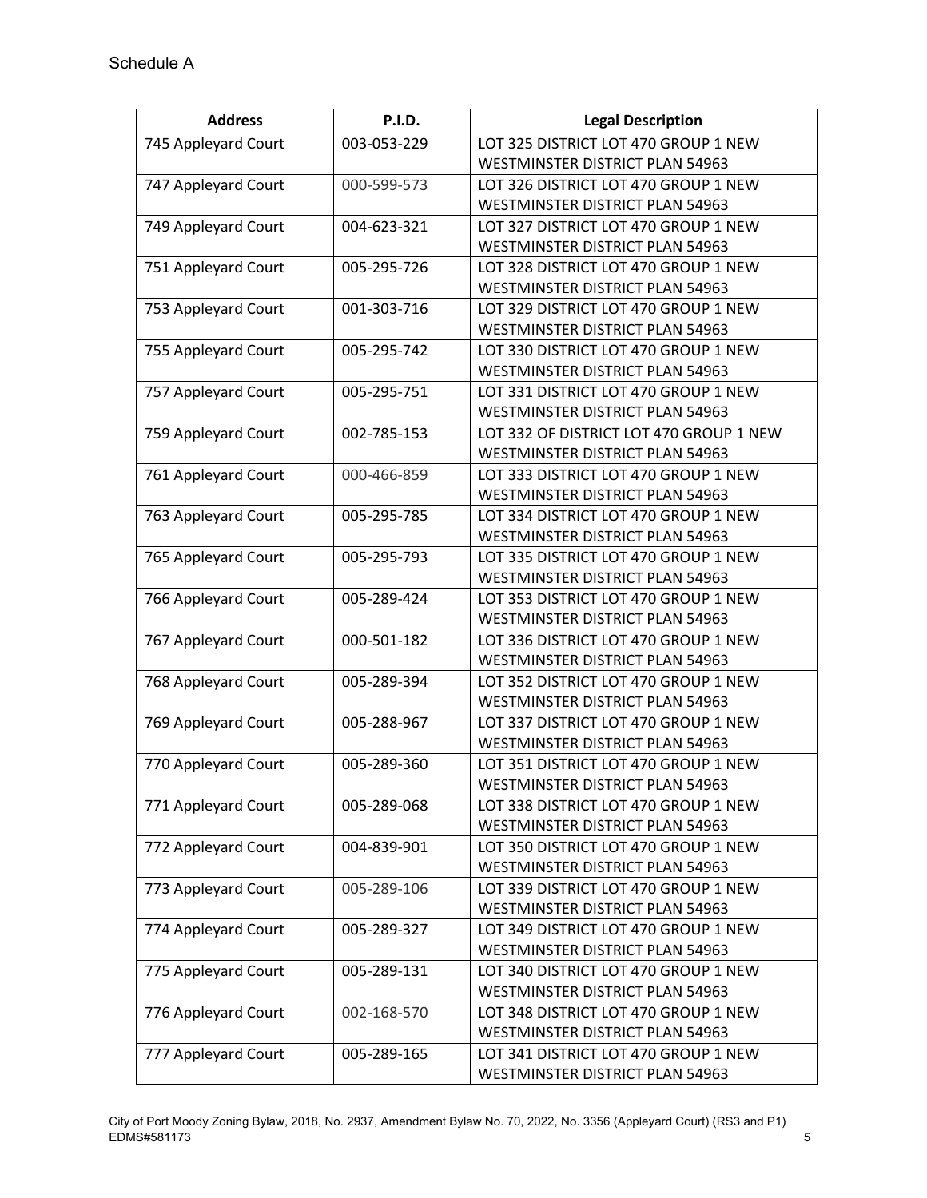Schedule A

| Address | P.I.D. | Legal Description |
| --- | --- | --- |
| 745 Appleyard Court | 003-053-229 | LOT 325 DISTRICT LOT 470 GROUP 1 NEW WESTMINSTER DISTRICT PLAN 54963 |
| 747 Appleyard Court | 000-599-573 | LOT 326 DISTRICT LOT 470 GROUP 1 NEW WESTMINSTER DISTRICT PLAN 54963 |
| 749 Appleyard Court | 004-623-321 | LOT 327 DISTRICT LOT 470 GROUP 1 NEW WESTMINSTER DISTRICT PLAN 54963 |
| 751 Appleyard Court | 005-295-726 | LOT 328 DISTRICT LOT 470 GROUP 1 NEW WESTMINSTER DISTRICT PLAN 54963 |
| 753 Appleyard Court | 001-303-716 | LOT 329 DISTRICT LOT 470 GROUP 1 NEW WESTMINSTER DISTRICT PLAN 54963 |
| 755 Appleyard Court | 005-295-742 | LOT 330 DISTRICT LOT 470 GROUP 1 NEW WESTMINSTER DISTRICT PLAN 54963 |
| 757 Appleyard Court | 005-295-751 | LOT 331 DISTRICT LOT 470 GROUP 1 NEW WESTMINSTER DISTRICT PLAN 54963 |
| 759 Appleyard Court | 002-785-153 | LOT 332 OF DISTRICT LOT 470 GROUP 1 NEW WESTMINSTER DISTRICT PLAN 54963 |
| 761 Appleyard Court | 000-466-859 | LOT 333 DISTRICT LOT 470 GROUP 1 NEW WESTMINSTER DISTRICT PLAN 54963 |
| 763 Appleyard Court | 005-295-785 | LOT 334 DISTRICT LOT 470 GROUP 1 NEW WESTMINSTER DISTRICT PLAN 54963 |
| 765 Appleyard Court | 005-295-793 | LOT 335 DISTRICT LOT 470 GROUP 1 NEW WESTMINSTER DISTRICT PLAN 54963 |
| 766 Appleyard Court | 005-289-424 | LOT 353 DISTRICT LOT 470 GROUP 1 NEW WESTMINSTER DISTRICT PLAN 54963 |
| 767 Appleyard Court | 000-501-182 | LOT 336 DISTRICT LOT 470 GROUP 1 NEW WESTMINSTER DISTRICT PLAN 54963 |
| 768 Appleyard Court | 005-289-394 | LOT 352 DISTRICT LOT 470 GROUP 1 NEW WESTMINSTER DISTRICT PLAN 54963 |
| 769 Appleyard Court | 005-288-967 | LOT 337 DISTRICT LOT 470 GROUP 1 NEW WESTMINSTER DISTRICT PLAN 54963 |
| 770 Appleyard Court | 005-289-360 | LOT 351 DISTRICT LOT 470 GROUP 1 NEW WESTMINSTER DISTRICT PLAN 54963 |
| 771 Appleyard Court | 005-289-068 | LOT 338 DISTRICT LOT 470 GROUP 1 NEW WESTMINSTER DISTRICT PLAN 54963 |
| 772 Appleyard Court | 004-839-901 | LOT 350 DISTRICT LOT 470 GROUP 1 NEW WESTMINSTER DISTRICT PLAN 54963 |
| 773 Appleyard Court | 005-289-106 | LOT 339 DISTRICT LOT 470 GROUP 1 NEW WESTMINSTER DISTRICT PLAN 54963 |
| 774 Appleyard Court | 005-289-327 | LOT 349 DISTRICT LOT 470 GROUP 1 NEW WESTMINSTER DISTRICT PLAN 54963 |
| 775 Appleyard Court | 005-289-131 | LOT 340 DISTRICT LOT 470 GROUP 1 NEW WESTMINSTER DISTRICT PLAN 54963 |
| 776 Appleyard Court | 002-168-570 | LOT 348 DISTRICT LOT 470 GROUP 1 NEW WESTMINSTER DISTRICT PLAN 54963 |
| 777 Appleyard Court | 005-289-165 | LOT 341 DISTRICT LOT 470 GROUP 1 NEW WESTMINSTER DISTRICT PLAN 54963 |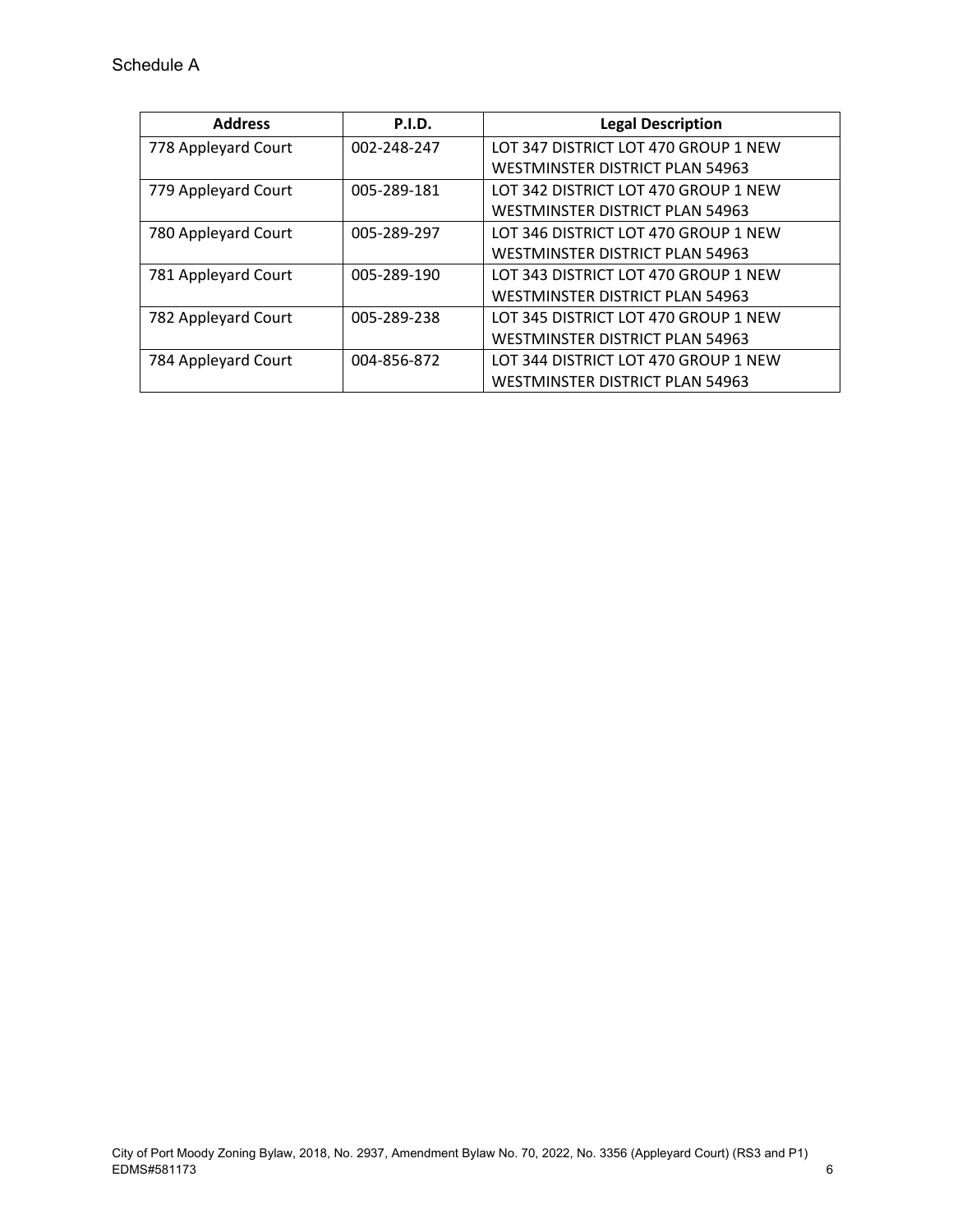Schedule A

| Address | P.I.D. | Legal Description |
|---|---|---|
| 778 Appleyard Court | 002-248-247 | LOT 347 DISTRICT LOT 470 GROUP 1 NEW WESTMINSTER DISTRICT PLAN 54963 |
| 779 Appleyard Court | 005-289-181 | LOT 342 DISTRICT LOT 470 GROUP 1 NEW WESTMINSTER DISTRICT PLAN 54963 |
| 780 Appleyard Court | 005-289-297 | LOT 346 DISTRICT LOT 470 GROUP 1 NEW WESTMINSTER DISTRICT PLAN 54963 |
| 781 Appleyard Court | 005-289-190 | LOT 343 DISTRICT LOT 470 GROUP 1 NEW WESTMINSTER DISTRICT PLAN 54963 |
| 782 Appleyard Court | 005-289-238 | LOT 345 DISTRICT LOT 470 GROUP 1 NEW WESTMINSTER DISTRICT PLAN 54963 |
| 784 Appleyard Court | 004-856-872 | LOT 344 DISTRICT LOT 470 GROUP 1 NEW WESTMINSTER DISTRICT PLAN 54963 |